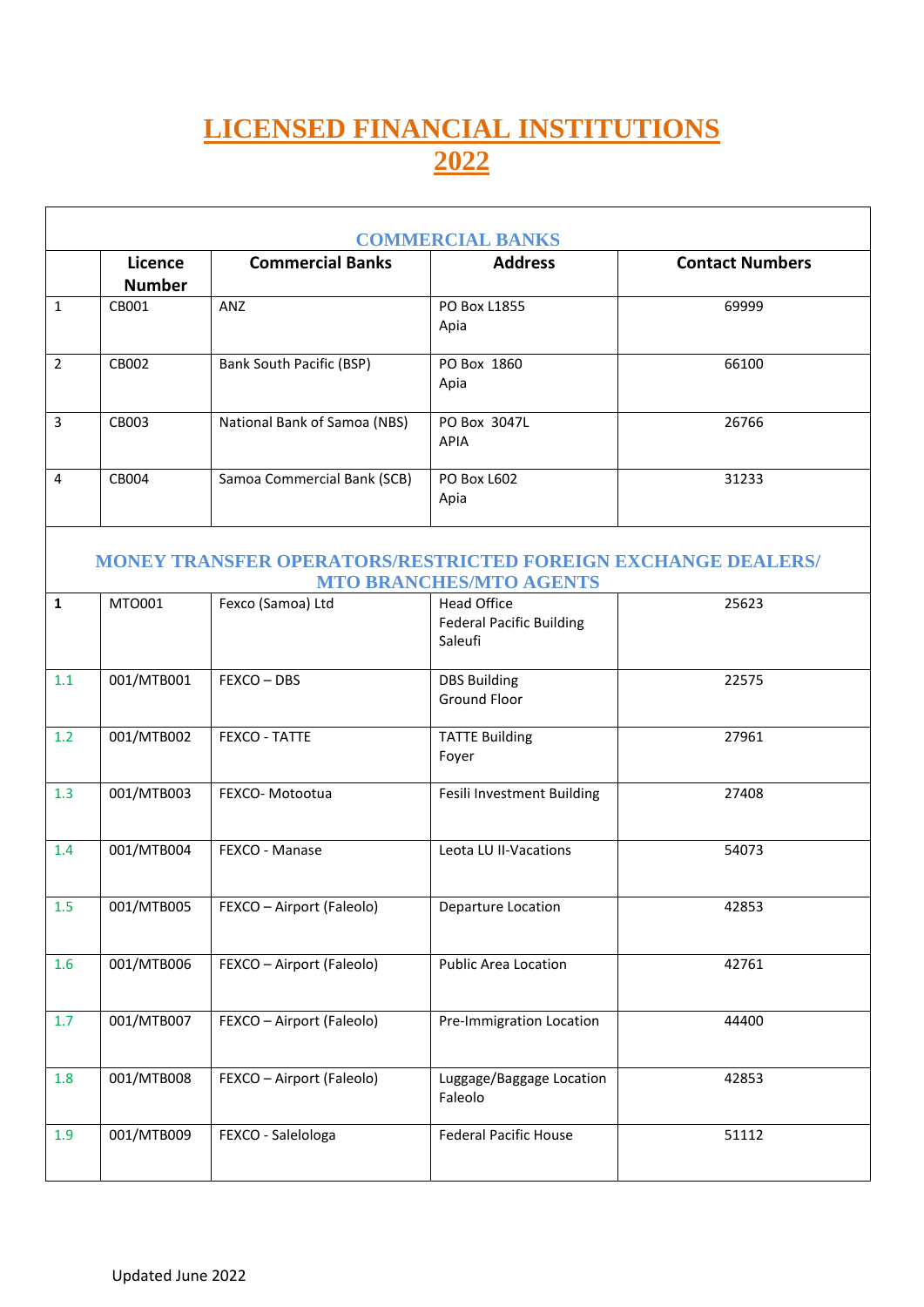# LICENSED FINANCIAL INSTITUTIONS 2022

| COMMERCIAL BANKS | | | | |
|---|---|---|---|---|
| | Licence Number | Commercial Banks | Address | Contact Numbers |
| 1 | CB001 | ANZ | PO Box L1855<br>Apia | 69999 |
| 2 | CB002 | Bank South Pacific (BSP) | PO Box 1860<br>Apia | 66100 |
| 3 | CB003 | National Bank of Samoa (NBS) | PO Box 3047L<br>APIA | 26766 |
| 4 | CB004 | Samoa Commercial Bank (SCB) | PO Box L602<br>Apia | 31233 |
| **MONEY TRANSFER OPERATORS/RESTRICTED FOREIGN EXCHANGE DEALERS/ MTO BRANCHES/MTO AGENTS** | | | | |
| **1** | MTO001 | Fexco (Samoa) Ltd | Head Office<br>Federal Pacific Building<br>Saleufi | 25623 |
| 1.1 | 001/MTB001 | FEXCO – DBS | DBS Building<br>Ground Floor | 22575 |
| 1.2 | 001/MTB002 | FEXCO - TATTE | TATTE Building<br>Foyer | 27961 |
| 1.3 | 001/MTB003 | FEXCO- Motootua | Fesili Investment Building | 27408 |
| 1.4 | 001/MTB004 | FEXCO - Manase | Leota LU II-Vacations | 54073 |
| 1.5 | 001/MTB005 | FEXCO – Airport (Faleolo) | Departure Location | 42853 |
| 1.6 | 001/MTB006 | FEXCO – Airport (Faleolo) | Public Area Location | 42761 |
| 1.7 | 001/MTB007 | FEXCO – Airport (Faleolo) | Pre-Immigration Location | 44400 |
| 1.8 | 001/MTB008 | FEXCO – Airport (Faleolo) | Luggage/Baggage Location<br>Faleolo | 42853 |
| 1.9 | 001/MTB009 | FEXCO - Salelologa | Federal Pacific House | 51112 |

Updated June 2022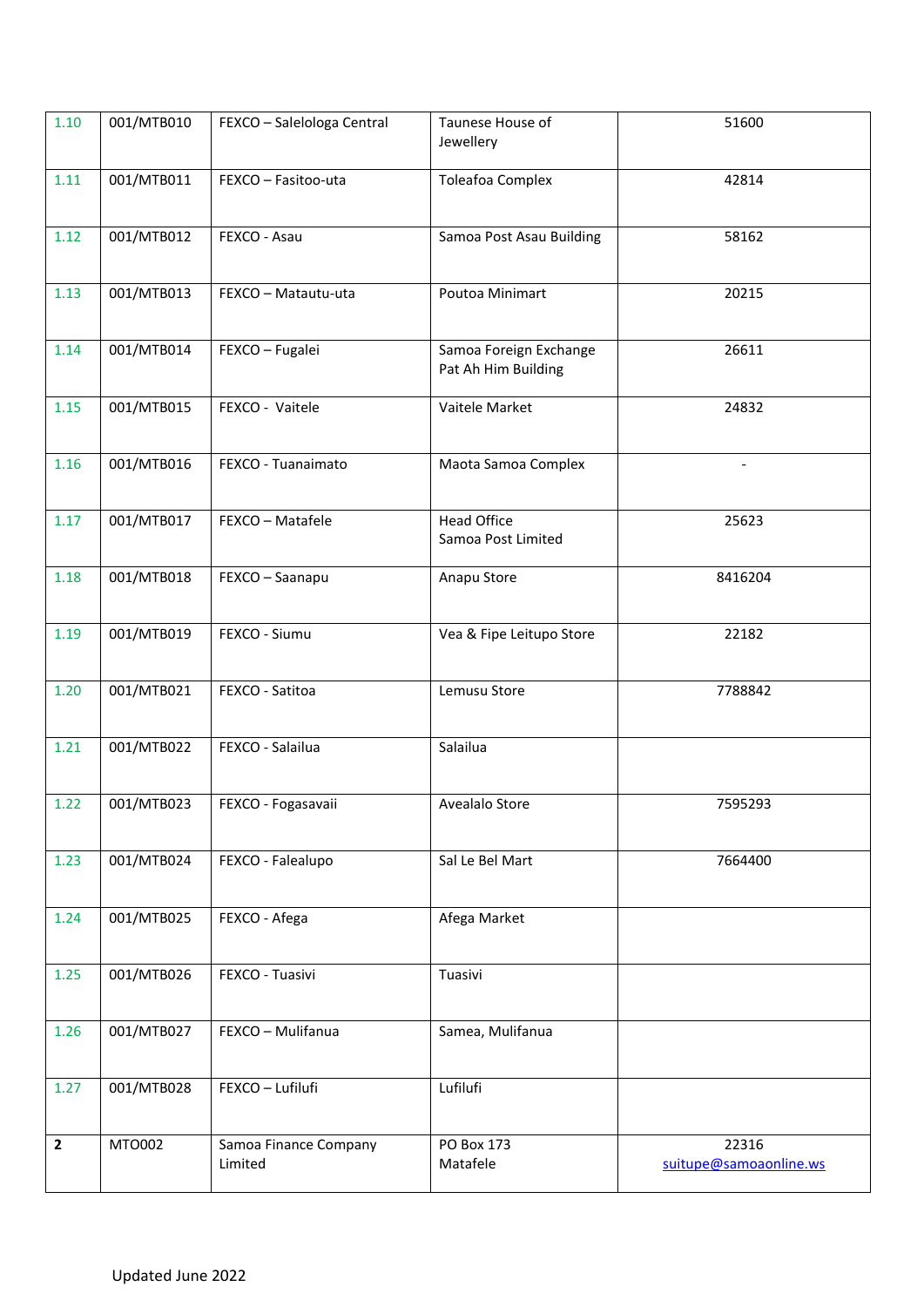| | | | | |
|---|---|---|---|---|
| 1.10 | 001/MTB010 | FEXCO – Salelologa Central | Taunese House of Jewellery | 51600 |
| 1.11 | 001/MTB011 | FEXCO – Fasitoo-uta | Toleafoa Complex | 42814 |
| 1.12 | 001/MTB012 | FEXCO - Asau | Samoa Post Asau Building | 58162 |
| 1.13 | 001/MTB013 | FEXCO – Matautu-uta | Poutoa Minimart | 20215 |
| 1.14 | 001/MTB014 | FEXCO – Fugalei | Samoa Foreign Exchange Pat Ah Him Building | 26611 |
| 1.15 | 001/MTB015 | FEXCO - Vaitele | Vaitele Market | 24832 |
| 1.16 | 001/MTB016 | FEXCO - Tuanaimato | Maota Samoa Complex | - |
| 1.17 | 001/MTB017 | FEXCO – Matafele | Head Office Samoa Post Limited | 25623 |
| 1.18 | 001/MTB018 | FEXCO – Saanapu | Anapu Store | 8416204 |
| 1.19 | 001/MTB019 | FEXCO - Siumu | Vea & Fipe Leitupo Store | 22182 |
| 1.20 | 001/MTB021 | FEXCO - Satitoa | Lemusu Store | 7788842 |
| 1.21 | 001/MTB022 | FEXCO - Salailua | Salailua | |
| 1.22 | 001/MTB023 | FEXCO - Fogasavaii | Avealalo Store | 7595293 |
| 1.23 | 001/MTB024 | FEXCO - Falealupo | Sal Le Bel Mart | 7664400 |
| 1.24 | 001/MTB025 | FEXCO - Afega | Afega Market | |
| 1.25 | 001/MTB026 | FEXCO - Tuasivi | Tuasivi | |
| 1.26 | 001/MTB027 | FEXCO – Mulifanua | Samea, Mulifanua | |
| 1.27 | 001/MTB028 | FEXCO – Lufilufi | Lufilufi | |
| **2** | MTO002 | Samoa Finance Company Limited | PO Box 173 Matafele | 22316 suitupe@samoaonline.ws |

Updated June 2022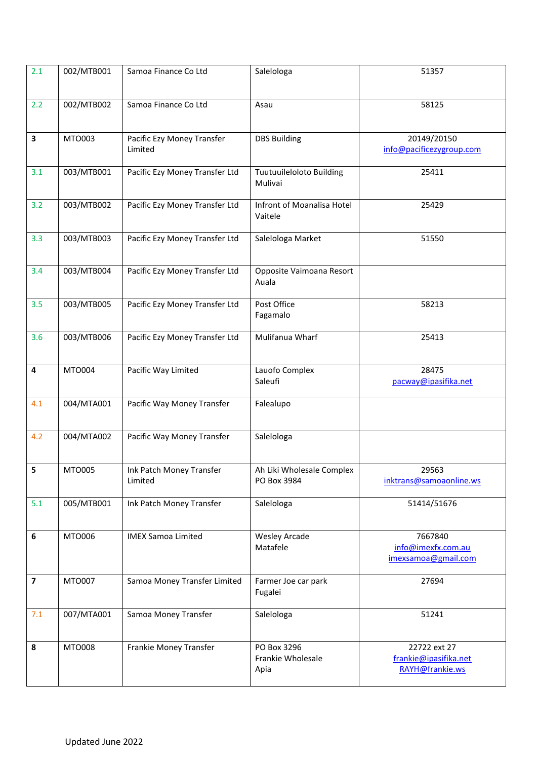| | | | | |
|---|---|---|---|---|
| 2.1 | 002/MTB001 | Samoa Finance Co Ltd | Salelologa | 51357 |
| 2.2 | 002/MTB002 | Samoa Finance Co Ltd | Asau | 58125 |
| **3** | MTO003 | Pacific Ezy Money Transfer Limited | DBS Building | 20149/20150<br>info@pacificezygroup.com |
| 3.1 | 003/MTB001 | Pacific Ezy Money Transfer Ltd | Tuutuuileloloto Building Mulivai | 25411 |
| 3.2 | 003/MTB002 | Pacific Ezy Money Transfer Ltd | Infront of Moanalisa Hotel Vaitele | 25429 |
| 3.3 | 003/MTB003 | Pacific Ezy Money Transfer Ltd | Salelologa Market | 51550 |
| 3.4 | 003/MTB004 | Pacific Ezy Money Transfer Ltd | Opposite Vaimoana Resort Auala | |
| 3.5 | 003/MTB005 | Pacific Ezy Money Transfer Ltd | Post Office Fagamalo | 58213 |
| 3.6 | 003/MTB006 | Pacific Ezy Money Transfer Ltd | Mulifanua Wharf | 25413 |
| **4** | MTO004 | Pacific Way Limited | Lauofo Complex Saleufi | 28475<br>pacway@ipasifika.net |
| 4.1 | 004/MTA001 | Pacific Way Money Transfer | Falealupo | |
| 4.2 | 004/MTA002 | Pacific Way Money Transfer | Salelologa | |
| **5** | MTO005 | Ink Patch Money Transfer Limited | Ah Liki Wholesale Complex PO Box 3984 | 29563<br>inktrans@samoaonline.ws |
| 5.1 | 005/MTB001 | Ink Patch Money Transfer | Salelologa | 51414/51676 |
| **6** | MTO006 | IMEX Samoa Limited | Wesley Arcade Matafele | 7667840<br>info@imexfx.com.au<br>imexsamoa@gmail.com |
| **7** | MTO007 | Samoa Money Transfer Limited | Farmer Joe car park Fugalei | 27694 |
| 7.1 | 007/MTA001 | Samoa Money Transfer | Salelologa | 51241 |
| **8** | MTO008 | Frankie Money Transfer | PO Box 3296 Frankie Wholesale Apia | 22722 ext 27<br>frankie@ipasifika.net<br>RAYH@frankie.ws |

Updated June 2022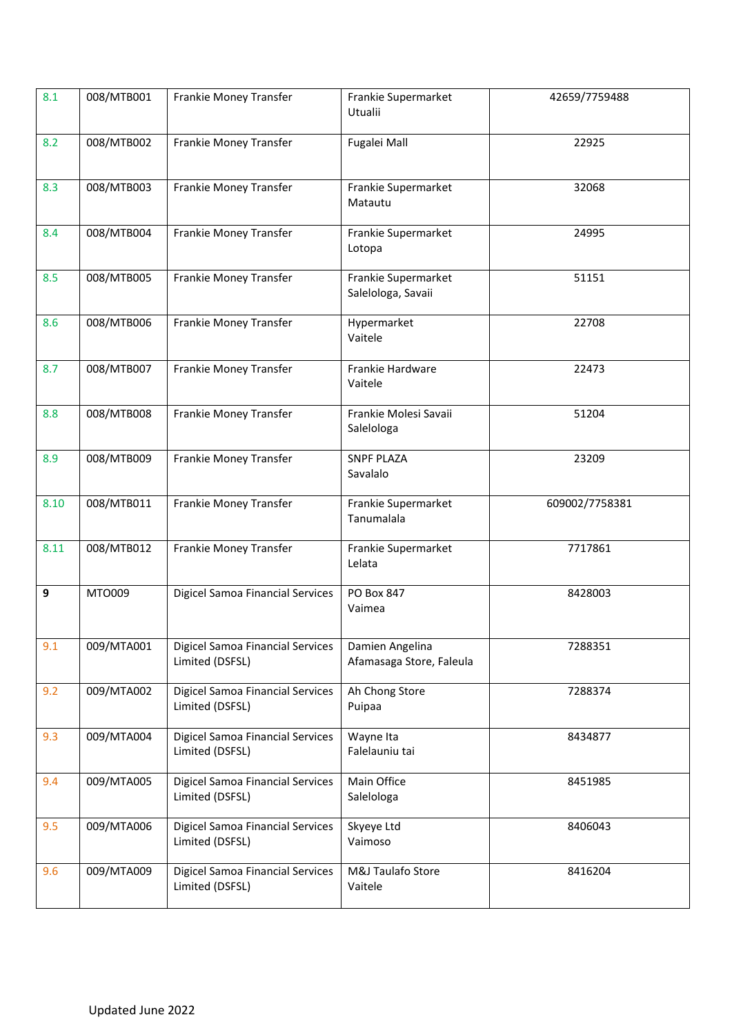| 8.1 | 008/MTB001 | Frankie Money Transfer | Frankie Supermarket Utualii | 42659/7759488 |
|---|---|---|---|---|
| 8.2 | 008/MTB002 | Frankie Money Transfer | Fugalei Mall | 22925 |
| 8.3 | 008/MTB003 | Frankie Money Transfer | Frankie Supermarket Matautu | 32068 |
| 8.4 | 008/MTB004 | Frankie Money Transfer | Frankie Supermarket Lotopa | 24995 |
| 8.5 | 008/MTB005 | Frankie Money Transfer | Frankie Supermarket Salelologa, Savaii | 51151 |
| 8.6 | 008/MTB006 | Frankie Money Transfer | Hypermarket Vaitele | 22708 |
| 8.7 | 008/MTB007 | Frankie Money Transfer | Frankie Hardware Vaitele | 22473 |
| 8.8 | 008/MTB008 | Frankie Money Transfer | Frankie Molesi Savaii Salelologa | 51204 |
| 8.9 | 008/MTB009 | Frankie Money Transfer | SNPF PLAZA Savalalo | 23209 |
| 8.10 | 008/MTB011 | Frankie Money Transfer | Frankie Supermarket Tanumalala | 609002/7758381 |
| 8.11 | 008/MTB012 | Frankie Money Transfer | Frankie Supermarket Lelata | 7717861 |
| **9** | MTO009 | Digicel Samoa Financial Services | PO Box 847 Vaimea | 8428003 |
| 9.1 | 009/MTA001 | Digicel Samoa Financial Services Limited (DSFSL) | Damien Angelina Afamasaga Store, Faleula | 7288351 |
| 9.2 | 009/MTA002 | Digicel Samoa Financial Services Limited (DSFSL) | Ah Chong Store Puipaa | 7288374 |
| 9.3 | 009/MTA004 | Digicel Samoa Financial Services Limited (DSFSL) | Wayne Ita Falelauniu tai | 8434877 |
| 9.4 | 009/MTA005 | Digicel Samoa Financial Services Limited (DSFSL) | Main Office Salelologa | 8451985 |
| 9.5 | 009/MTA006 | Digicel Samoa Financial Services Limited (DSFSL) | Skyeye Ltd Vaimoso | 8406043 |
| 9.6 | 009/MTA009 | Digicel Samoa Financial Services Limited (DSFSL) | M&J Taulafo Store Vaitele | 8416204 |

Updated June 2022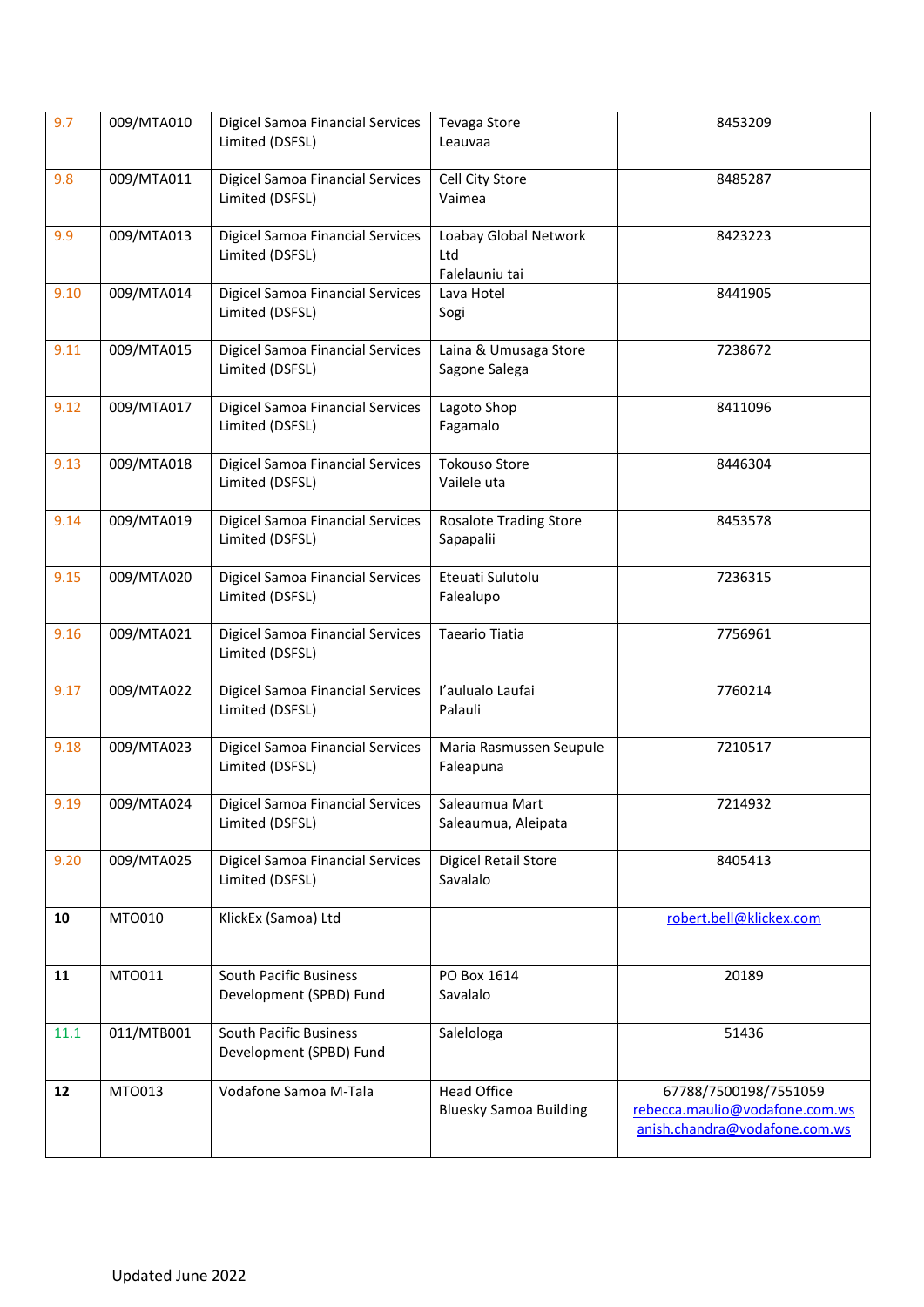| | | | | |
|---|---|---|---|---|
| 9.7 | 009/MTA010 | Digicel Samoa Financial Services Limited (DSFSL) | Tevaga Store<br>Leauvaa | 8453209 |
| 9.8 | 009/MTA011 | Digicel Samoa Financial Services Limited (DSFSL) | Cell City Store<br>Vaimea | 8485287 |
| 9.9 | 009/MTA013 | Digicel Samoa Financial Services Limited (DSFSL) | Loabay Global Network Ltd<br>Falelauniu tai | 8423223 |
| 9.10 | 009/MTA014 | Digicel Samoa Financial Services Limited (DSFSL) | Lava Hotel<br>Sogi | 8441905 |
| 9.11 | 009/MTA015 | Digicel Samoa Financial Services Limited (DSFSL) | Laina & Umusaga Store<br>Sagone Salega | 7238672 |
| 9.12 | 009/MTA017 | Digicel Samoa Financial Services Limited (DSFSL) | Lagoto Shop<br>Fagamalo | 8411096 |
| 9.13 | 009/MTA018 | Digicel Samoa Financial Services Limited (DSFSL) | Tokouso Store<br>Vailele uta | 8446304 |
| 9.14 | 009/MTA019 | Digicel Samoa Financial Services Limited (DSFSL) | Rosalote Trading Store<br>Sapapalii | 8453578 |
| 9.15 | 009/MTA020 | Digicel Samoa Financial Services Limited (DSFSL) | Eteuati Sulutolu<br>Falealupo | 7236315 |
| 9.16 | 009/MTA021 | Digicel Samoa Financial Services Limited (DSFSL) | Taeario Tiatia | 7756961 |
| 9.17 | 009/MTA022 | Digicel Samoa Financial Services Limited (DSFSL) | I'aulualo Laufai<br>Palauli | 7760214 |
| 9.18 | 009/MTA023 | Digicel Samoa Financial Services Limited (DSFSL) | Maria Rasmussen Seupule<br>Faleapuna | 7210517 |
| 9.19 | 009/MTA024 | Digicel Samoa Financial Services Limited (DSFSL) | Saleaumua Mart<br>Saleaumua, Aleipata | 7214932 |
| 9.20 | 009/MTA025 | Digicel Samoa Financial Services Limited (DSFSL) | Digicel Retail Store<br>Savalalo | 8405413 |
| **10** | MTO010 | KlickEx (Samoa) Ltd | | robert.bell@klickex.com |
| **11** | MTO011 | South Pacific Business Development (SPBD) Fund | PO Box 1614<br>Savalalo | 20189 |
| 11.1 | 011/MTB001 | South Pacific Business Development (SPBD) Fund | Salelologa | 51436 |
| **12** | MTO013 | Vodafone Samoa M-Tala | Head Office<br>Bluesky Samoa Building | 67788/7500198/7551059<br>rebecca.maulio@vodafone.com.ws<br>anish.chandra@vodafone.com.ws |

Updated June 2022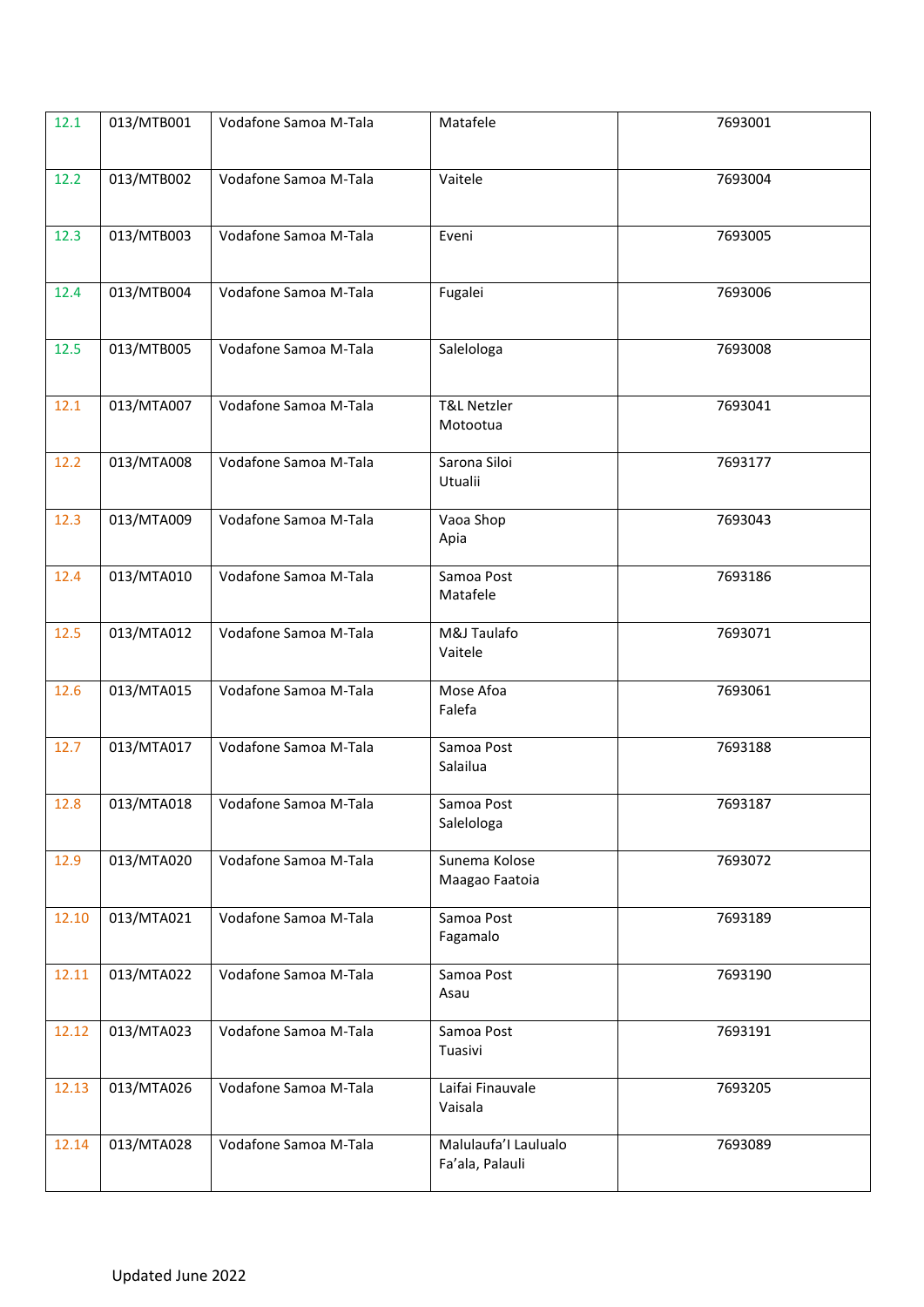| | | | | |
|---|---|---|---|---|
| 12.1 | 013/MTB001 | Vodafone Samoa M-Tala | Matafele | 7693001 |
| 12.2 | 013/MTB002 | Vodafone Samoa M-Tala | Vaitele | 7693004 |
| 12.3 | 013/MTB003 | Vodafone Samoa M-Tala | Eveni | 7693005 |
| 12.4 | 013/MTB004 | Vodafone Samoa M-Tala | Fugalei | 7693006 |
| 12.5 | 013/MTB005 | Vodafone Samoa M-Tala | Salelologa | 7693008 |
| 12.1 | 013/MTA007 | Vodafone Samoa M-Tala | T&L Netzler<br>Motootua | 7693041 |
| 12.2 | 013/MTA008 | Vodafone Samoa M-Tala | Sarona Siloi<br>Utualii | 7693177 |
| 12.3 | 013/MTA009 | Vodafone Samoa M-Tala | Vaoa Shop<br>Apia | 7693043 |
| 12.4 | 013/MTA010 | Vodafone Samoa M-Tala | Samoa Post<br>Matafele | 7693186 |
| 12.5 | 013/MTA012 | Vodafone Samoa M-Tala | M&J Taulafo<br>Vaitele | 7693071 |
| 12.6 | 013/MTA015 | Vodafone Samoa M-Tala | Mose Afoa<br>Falefa | 7693061 |
| 12.7 | 013/MTA017 | Vodafone Samoa M-Tala | Samoa Post<br>Salailua | 7693188 |
| 12.8 | 013/MTA018 | Vodafone Samoa M-Tala | Samoa Post<br>Salelologa | 7693187 |
| 12.9 | 013/MTA020 | Vodafone Samoa M-Tala | Sunema Kolose<br>Maagao Faatoia | 7693072 |
| 12.10 | 013/MTA021 | Vodafone Samoa M-Tala | Samoa Post<br>Fagamalo | 7693189 |
| 12.11 | 013/MTA022 | Vodafone Samoa M-Tala | Samoa Post<br>Asau | 7693190 |
| 12.12 | 013/MTA023 | Vodafone Samoa M-Tala | Samoa Post<br>Tuasivi | 7693191 |
| 12.13 | 013/MTA026 | Vodafone Samoa M-Tala | Laifai Finauvale<br>Vaisala | 7693205 |
| 12.14 | 013/MTA028 | Vodafone Samoa M-Tala | Malulaufa'I Laulualo<br>Fa'ala, Palauli | 7693089 |

Updated June 2022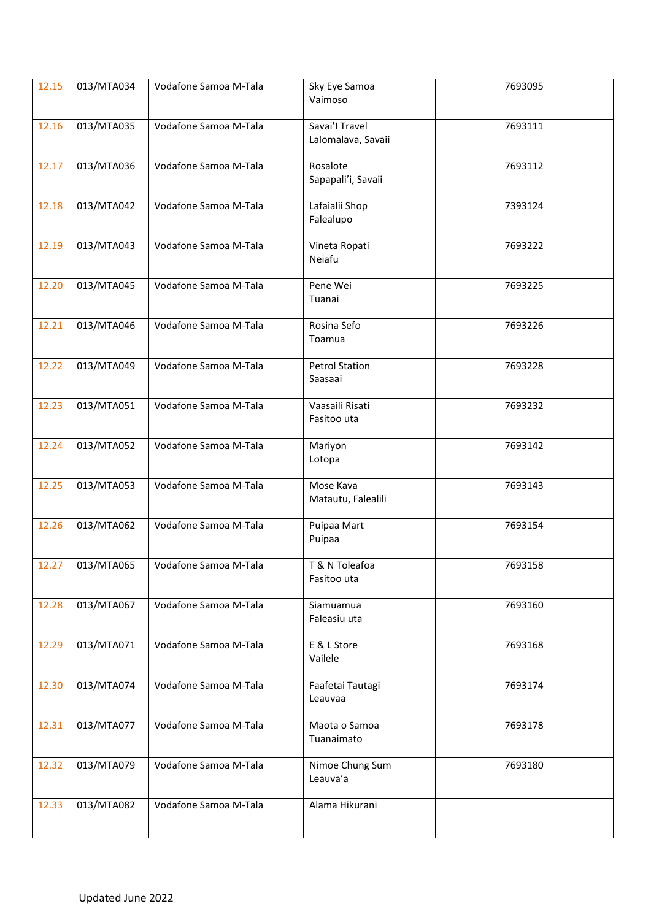| | | | | |
|---|---|---|---|---|
| 12.15 | 013/MTA034 | Vodafone Samoa M-Tala | Sky Eye Samoa<br>Vaimoso | 7693095 |
| 12.16 | 013/MTA035 | Vodafone Samoa M-Tala | Savai'I Travel<br>Lalomalava, Savaii | 7693111 |
| 12.17 | 013/MTA036 | Vodafone Samoa M-Tala | Rosalote<br>Sapapali'i, Savaii | 7693112 |
| 12.18 | 013/MTA042 | Vodafone Samoa M-Tala | Lafaialii Shop<br>Falealupo | 7393124 |
| 12.19 | 013/MTA043 | Vodafone Samoa M-Tala | Vineta Ropati<br>Neiafu | 7693222 |
| 12.20 | 013/MTA045 | Vodafone Samoa M-Tala | Pene Wei<br>Tuanai | 7693225 |
| 12.21 | 013/MTA046 | Vodafone Samoa M-Tala | Rosina Sefo<br>Toamua | 7693226 |
| 12.22 | 013/MTA049 | Vodafone Samoa M-Tala | Petrol Station<br>Saasaai | 7693228 |
| 12.23 | 013/MTA051 | Vodafone Samoa M-Tala | Vaasaili Risati<br>Fasitoo uta | 7693232 |
| 12.24 | 013/MTA052 | Vodafone Samoa M-Tala | Mariyon<br>Lotopa | 7693142 |
| 12.25 | 013/MTA053 | Vodafone Samoa M-Tala | Mose Kava<br>Matautu, Falealili | 7693143 |
| 12.26 | 013/MTA062 | Vodafone Samoa M-Tala | Puipaa Mart<br>Puipaa | 7693154 |
| 12.27 | 013/MTA065 | Vodafone Samoa M-Tala | T & N Toleafoa<br>Fasitoo uta | 7693158 |
| 12.28 | 013/MTA067 | Vodafone Samoa M-Tala | Siamuamua<br>Faleasiu uta | 7693160 |
| 12.29 | 013/MTA071 | Vodafone Samoa M-Tala | E & L Store<br>Vailele | 7693168 |
| 12.30 | 013/MTA074 | Vodafone Samoa M-Tala | Faafetai Tautagi<br>Leauvaa | 7693174 |
| 12.31 | 013/MTA077 | Vodafone Samoa M-Tala | Maota o Samoa<br>Tuanaimato | 7693178 |
| 12.32 | 013/MTA079 | Vodafone Samoa M-Tala | Nimoe Chung Sum<br>Leauva'a | 7693180 |
| 12.33 | 013/MTA082 | Vodafone Samoa M-Tala | Alama Hikurani | |

Updated June 2022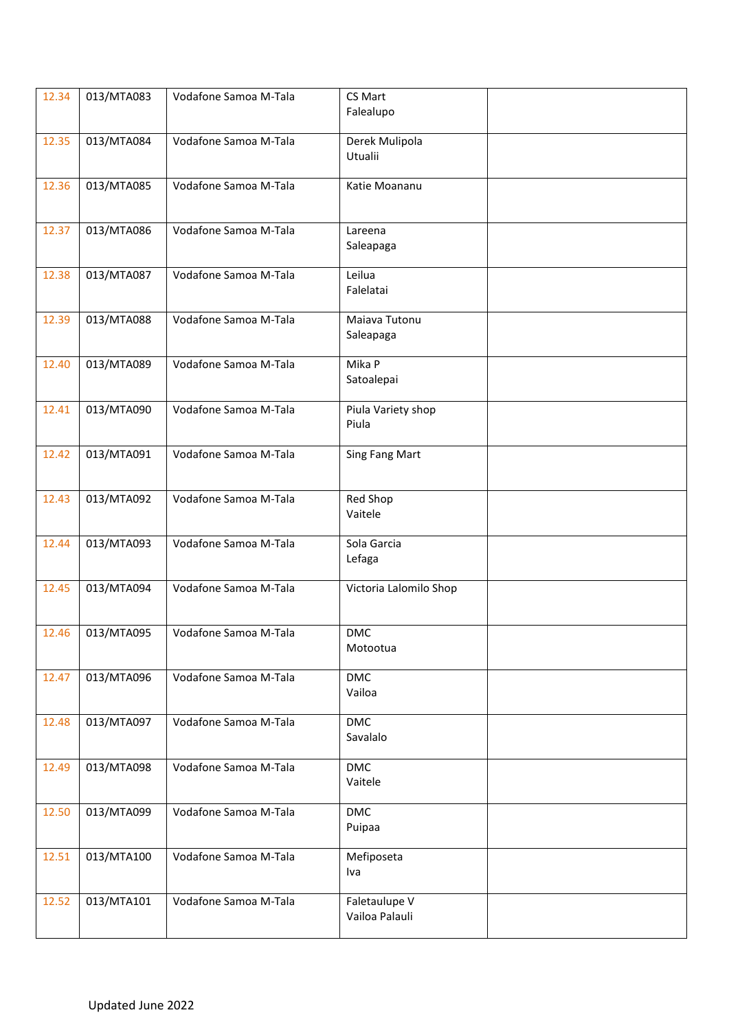| 12.34 | 013/MTA083 | Vodafone Samoa M-Tala | CS Mart<br>Falealupo | |
|---|---|---|---|---|
| 12.35 | 013/MTA084 | Vodafone Samoa M-Tala | Derek Mulipola<br>Utualii | |
| 12.36 | 013/MTA085 | Vodafone Samoa M-Tala | Katie Moananu | |
| 12.37 | 013/MTA086 | Vodafone Samoa M-Tala | Lareena<br>Saleapaga | |
| 12.38 | 013/MTA087 | Vodafone Samoa M-Tala | Leilua<br>Falelatai | |
| 12.39 | 013/MTA088 | Vodafone Samoa M-Tala | Maiava Tutonu<br>Saleapaga | |
| 12.40 | 013/MTA089 | Vodafone Samoa M-Tala | Mika P<br>Satoalepai | |
| 12.41 | 013/MTA090 | Vodafone Samoa M-Tala | Piula Variety shop<br>Piula | |
| 12.42 | 013/MTA091 | Vodafone Samoa M-Tala | Sing Fang Mart | |
| 12.43 | 013/MTA092 | Vodafone Samoa M-Tala | Red Shop<br>Vaitele | |
| 12.44 | 013/MTA093 | Vodafone Samoa M-Tala | Sola Garcia<br>Lefaga | |
| 12.45 | 013/MTA094 | Vodafone Samoa M-Tala | Victoria Lalomilo Shop | |
| 12.46 | 013/MTA095 | Vodafone Samoa M-Tala | DMC<br>Motootua | |
| 12.47 | 013/MTA096 | Vodafone Samoa M-Tala | DMC<br>Vailoa | |
| 12.48 | 013/MTA097 | Vodafone Samoa M-Tala | DMC<br>Savalalo | |
| 12.49 | 013/MTA098 | Vodafone Samoa M-Tala | DMC<br>Vaitele | |
| 12.50 | 013/MTA099 | Vodafone Samoa M-Tala | DMC<br>Puipaa | |
| 12.51 | 013/MTA100 | Vodafone Samoa M-Tala | Mefiposeta<br>Iva | |
| 12.52 | 013/MTA101 | Vodafone Samoa M-Tala | Faletaulupe V<br>Vailoa Palauli | |

Updated June 2022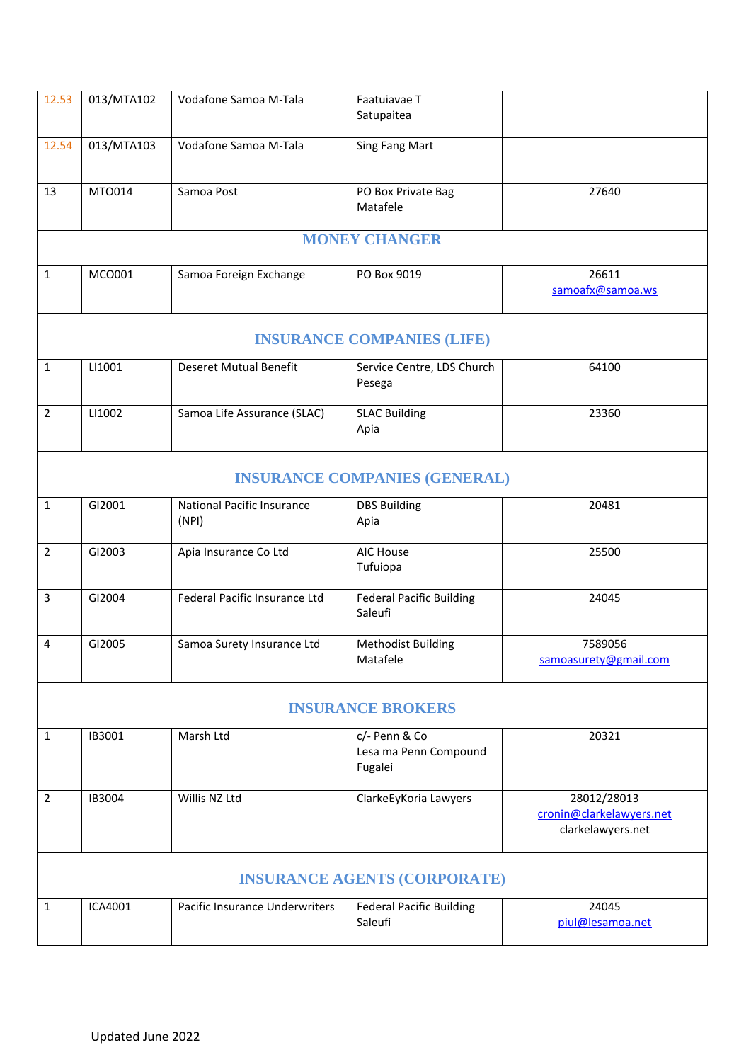| | | | | |
|---|---|---|---|---|
| 12.53 | 013/MTA102 | Vodafone Samoa M-Tala | Faatuiavae T Satupaitea | |
| 12.54 | 013/MTA103 | Vodafone Samoa M-Tala | Sing Fang Mart | |
| 13 | MTO014 | Samoa Post | PO Box Private Bag Matafele | 27640 |
| **MONEY CHANGER** | | | | |
| 1 | MCO001 | Samoa Foreign Exchange | PO Box 9019 | 26611 samoafx@samoa.ws |
| **INSURANCE COMPANIES (LIFE)** | | | | |
| 1 | LI1001 | Deseret Mutual Benefit | Service Centre, LDS Church Pesega | 64100 |
| 2 | LI1002 | Samoa Life Assurance (SLAC) | SLAC Building Apia | 23360 |
| **INSURANCE COMPANIES (GENERAL)** | | | | |
| 1 | GI2001 | National Pacific Insurance (NPI) | DBS Building Apia | 20481 |
| 2 | GI2003 | Apia Insurance Co Ltd | AIC House Tufuiopa | 25500 |
| 3 | GI2004 | Federal Pacific Insurance Ltd | Federal Pacific Building Saleufi | 24045 |
| 4 | GI2005 | Samoa Surety Insurance Ltd | Methodist Building Matafele | 7589056 samoasurety@gmail.com |
| **INSURANCE BROKERS** | | | | |
| 1 | IB3001 | Marsh Ltd | c/- Penn & Co Lesa ma Penn Compound Fugalei | 20321 |
| 2 | IB3004 | Willis NZ Ltd | ClarkeEyKoria Lawyers | 28012/28013 cronin@clarkelawyers.net clarkelawyers.net |
| **INSURANCE AGENTS (CORPORATE)** | | | | |
| 1 | ICA4001 | Pacific Insurance Underwriters | Federal Pacific Building Saleufi | 24045 piul@lesamoa.net |

Updated June 2022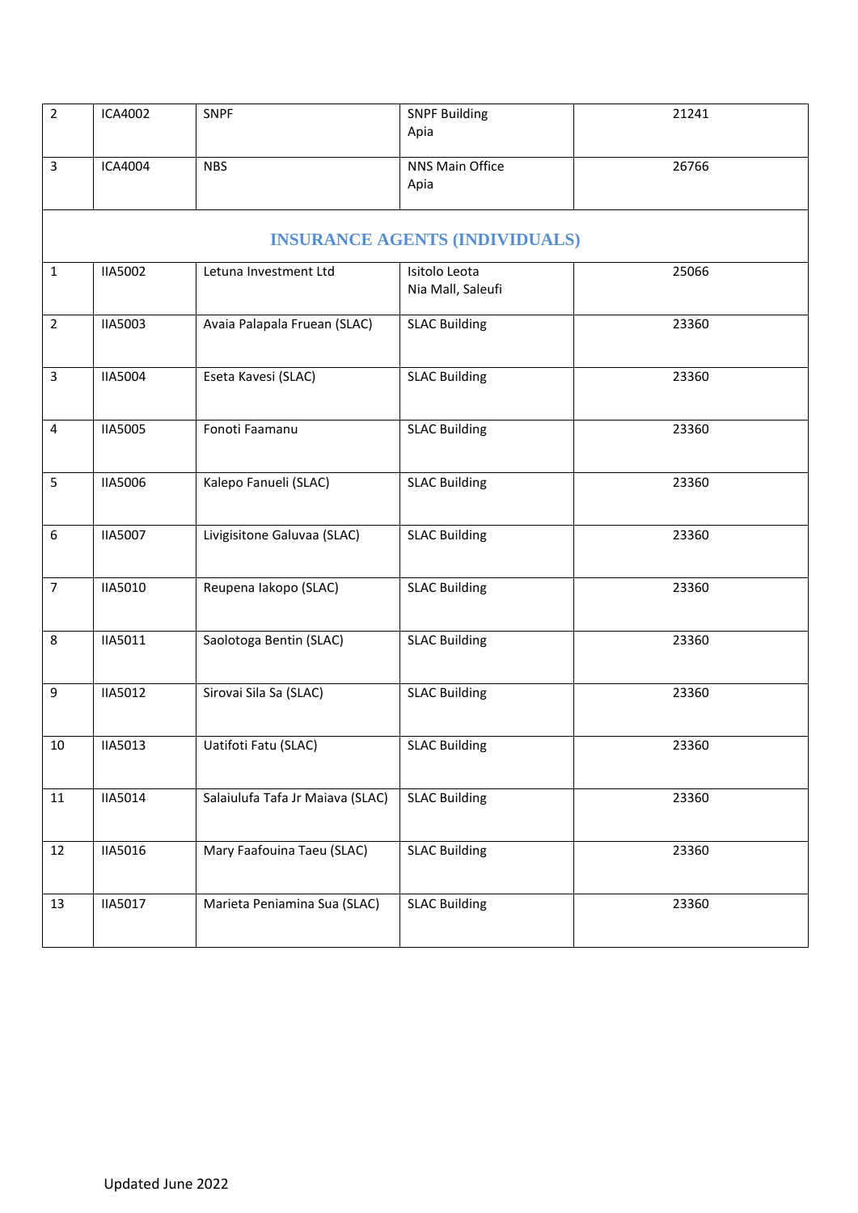| | | | | |
|---|---|---|---|---|
| 2 | ICA4002 | SNPF | SNPF Building<br>Apia | 21241 |
| 3 | ICA4004 | NBS | NNS Main Office<br>Apia | 26766 |

## INSURANCE AGENTS (INDIVIDUALS)

| | | | | |
|---|---|---|---|---|
| 1 | IIA5002 | Letuna Investment Ltd | Isitolo Leota<br>Nia Mall, Saleufi | 25066 |
| 2 | IIA5003 | Avaia Palapala Fruean (SLAC) | SLAC Building | 23360 |
| 3 | IIA5004 | Eseta Kavesi (SLAC) | SLAC Building | 23360 |
| 4 | IIA5005 | Fonoti Faamanu | SLAC Building | 23360 |
| 5 | IIA5006 | Kalepo Fanueli (SLAC) | SLAC Building | 23360 |
| 6 | IIA5007 | Livigisitone Galuvaa (SLAC) | SLAC Building | 23360 |
| 7 | IIA5010 | Reupena Iakopo (SLAC) | SLAC Building | 23360 |
| 8 | IIA5011 | Saolotoga Bentin (SLAC) | SLAC Building | 23360 |
| 9 | IIA5012 | Sirovai Sila Sa (SLAC) | SLAC Building | 23360 |
| 10 | IIA5013 | Uatifoti Fatu (SLAC) | SLAC Building | 23360 |
| 11 | IIA5014 | Salaiulufa Tafa Jr Maiava (SLAC) | SLAC Building | 23360 |
| 12 | IIA5016 | Mary Faafouina Taeu (SLAC) | SLAC Building | 23360 |
| 13 | IIA5017 | Marieta Peniamina Sua (SLAC) | SLAC Building | 23360 |

Updated June 2022